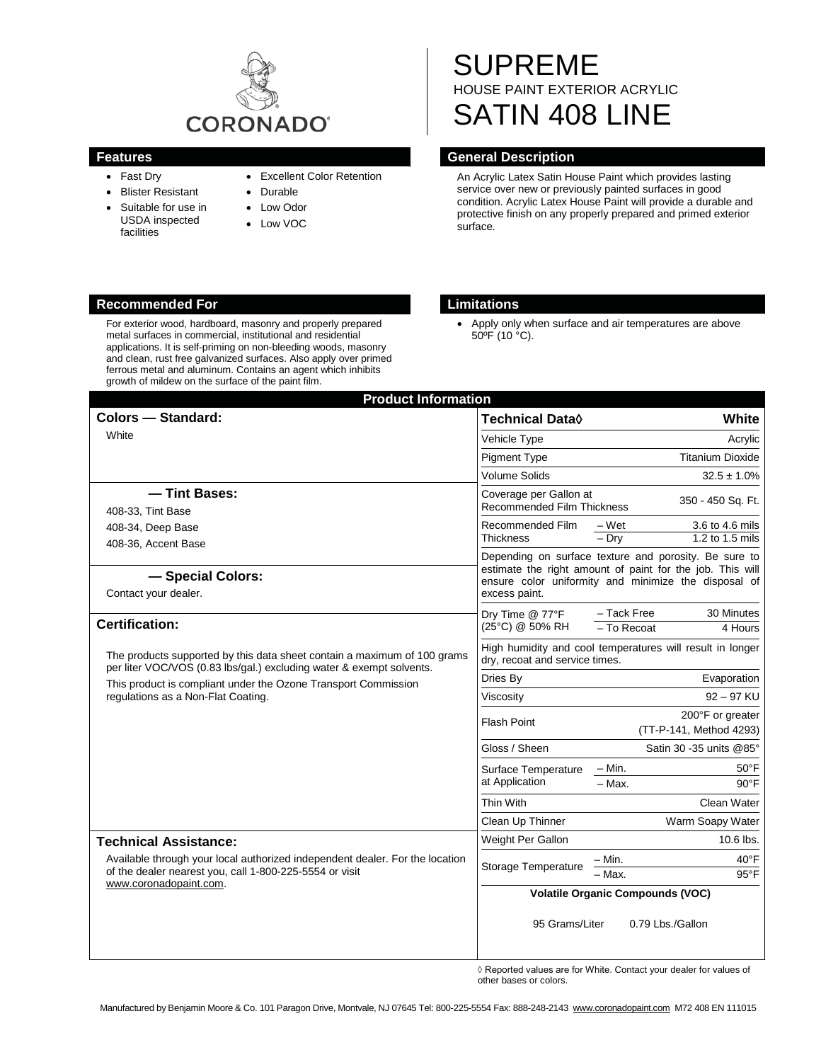CORONADO®

# SUPREME

HOUSE PAINT EXTERIOR ACRYLIC

# SATIN 408 LINE

## Features

- Fast Dry
- Blister Resistant
- Suitable for use in USDA inspected facilities
- Excellent Color Retention
- Durable
- Low Odor
- Low VOC

## General Description

An Acrylic Latex Satin House Paint which provides lasting service over new or previously painted surfaces in good condition. Acrylic Latex House Paint will provide a durable and protective finish on any properly prepared and primed exterior surface.

## Recommended For

For exterior wood, hardboard, masonry and properly prepared metal surfaces in commercial, institutional and residential applications. It is self-priming on non-bleeding woods, masonry and clean, rust free galvanized surfaces. Also apply over primed ferrous metal and aluminum. Contains an agent which inhibits growth of mildew on the surface of the paint film.

## Limitations

- Apply only when surface and air temperatures are above 50ºF (10 °C).

## Product Information

### Colors — Standard:

White

### — Tint Bases:

408-33, Tint Base
408-34, Deep Base
408-36, Accent Base

### — Special Colors:

Contact your dealer.

### Certification:

The products supported by this data sheet contain a maximum of 100 grams per liter VOC/VOS (0.83 lbs/gal.) excluding water & exempt solvents.

This product is compliant under the Ozone Transport Commission regulations as a Non-Flat Coating.

### Technical Assistance:

Available through your local authorized independent dealer. For the location of the dealer nearest you, call 1-800-225-5554 or visit www.coronadopaint.com.

| Technical Data◊ | | White |
|---|---|---|
| Vehicle Type | | Acrylic |
| Pigment Type | | Titanium Dioxide |
| Volume Solids | | 32.5 ± 1.0% |
| Coverage per Gallon at Recommended Film Thickness | | 350 - 450 Sq. Ft. |
| Recommended Film Thickness | – Wet | 3.6 to 4.6 mils |
| | – Dry | 1.2 to 1.5 mils |
| Depending on surface texture and porosity. Be sure to estimate the right amount of paint for the job. This will ensure color uniformity and minimize the disposal of excess paint. | | |
| Dry Time @ 77°F (25°C) @ 50% RH | – Tack Free | 30 Minutes |
| | – To Recoat | 4 Hours |
| High humidity and cool temperatures will result in longer dry, recoat and service times. | | |
| Dries By | | Evaporation |
| Viscosity | | 92 – 97 KU |
| Flash Point | | 200°F or greater (TT-P-141, Method 4293) |
| Gloss / Sheen | | Satin 30 -35 units @85° |
| Surface Temperature at Application | – Min. | 50°F |
| | – Max. | 90°F |
| Thin With | | Clean Water |
| Clean Up Thinner | | Warm Soapy Water |
| Weight Per Gallon | | 10.6 lbs. |
| Storage Temperature | – Min. | 40°F |
| | – Max. | 95°F |
| Volatile Organic Compounds (VOC) | | |
| 95 Grams/Liter | 0.79 Lbs./Gallon | |

◊ Reported values are for White. Contact your dealer for values of other bases or colors.

Manufactured by Benjamin Moore & Co. 101 Paragon Drive, Montvale, NJ 07645 Tel: 800-225-5554 Fax: 888-248-2143 www.coronadopaint.com M72 408 EN 111015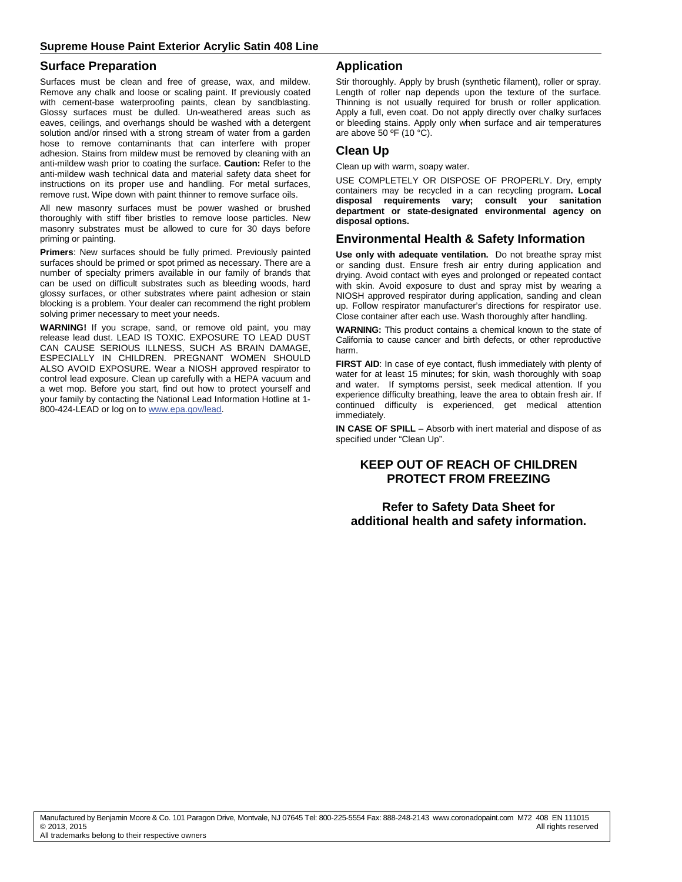## Surface Preparation

Surfaces must be clean and free of grease, wax, and mildew. Remove any chalk and loose or scaling paint. If previously coated with cement-base waterproofing paints, clean by sandblasting. Glossy surfaces must be dulled. Un-weathered areas such as eaves, ceilings, and overhangs should be washed with a detergent solution and/or rinsed with a strong stream of water from a garden hose to remove contaminants that can interfere with proper adhesion. Stains from mildew must be removed by cleaning with an anti-mildew wash prior to coating the surface. **Caution:** Refer to the anti-mildew wash technical data and material safety data sheet for instructions on its proper use and handling. For metal surfaces, remove rust. Wipe down with paint thinner to remove surface oils.

All new masonry surfaces must be power washed or brushed thoroughly with stiff fiber bristles to remove loose particles. New masonry substrates must be allowed to cure for 30 days before priming or painting.

**Primers**: New surfaces should be fully primed. Previously painted surfaces should be primed or spot primed as necessary. There are a number of specialty primers available in our family of brands that can be used on difficult substrates such as bleeding woods, hard glossy surfaces, or other substrates where paint adhesion or stain blocking is a problem. Your dealer can recommend the right problem solving primer necessary to meet your needs.

**WARNING!** If you scrape, sand, or remove old paint, you may release lead dust. LEAD IS TOXIC. EXPOSURE TO LEAD DUST CAN CAUSE SERIOUS ILLNESS, SUCH AS BRAIN DAMAGE, ESPECIALLY IN CHILDREN. PREGNANT WOMEN SHOULD ALSO AVOID EXPOSURE. Wear a NIOSH approved respirator to control lead exposure. Clean up carefully with a HEPA vacuum and a wet mop. Before you start, find out how to protect yourself and your family by contacting the National Lead Information Hotline at 1-800-424-LEAD or log on to www.epa.gov/lead.

## Application

Stir thoroughly. Apply by brush (synthetic filament), roller or spray. Length of roller nap depends upon the texture of the surface. Thinning is not usually required for brush or roller application. Apply a full, even coat. Do not apply directly over chalky surfaces or bleeding stains. Apply only when surface and air temperatures are above 50 ºF (10 °C).

## Clean Up

Clean up with warm, soapy water.

USE COMPLETELY OR DISPOSE OF PROPERLY. Dry, empty containers may be recycled in a can recycling program**. Local disposal requirements vary; consult your sanitation department or state-designated environmental agency on disposal options.**

## Environmental Health & Safety Information

**Use only with adequate ventilation.** Do not breathe spray mist or sanding dust. Ensure fresh air entry during application and drying. Avoid contact with eyes and prolonged or repeated contact with skin. Avoid exposure to dust and spray mist by wearing a NIOSH approved respirator during application, sanding and clean up. Follow respirator manufacturer's directions for respirator use. Close container after each use. Wash thoroughly after handling.

**WARNING:** This product contains a chemical known to the state of California to cause cancer and birth defects, or other reproductive harm.

**FIRST AID**: In case of eye contact, flush immediately with plenty of water for at least 15 minutes; for skin, wash thoroughly with soap and water. If symptoms persist, seek medical attention. If you experience difficulty breathing, leave the area to obtain fresh air. If continued difficulty is experienced, get medical attention immediately.

**IN CASE OF SPILL** – Absorb with inert material and dispose of as specified under "Clean Up".

**KEEP OUT OF REACH OF CHILDREN**
**PROTECT FROM FREEZING**

**Refer to Safety Data Sheet for additional health and safety information.**

Manufactured by Benjamin Moore & Co. 101 Paragon Drive, Montvale, NJ 07645 Tel: 800-225-5554 Fax: 888-248-2143 www.coronadopaint.com M72 408 EN 111015
© 2013, 2015 All rights reserved
All trademarks belong to their respective owners